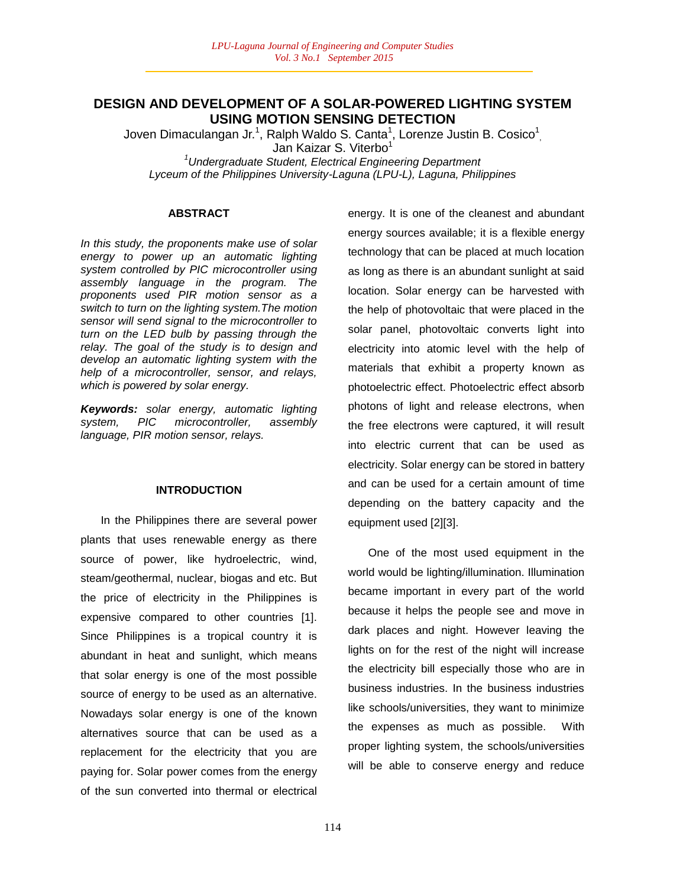# DESIGN AND DEVELOPMENT OF A SOLAR-POWERED LIGHTING SYSTEM USING MOTION SENSING DETECTION

Joven Dimaculangan Jr.[1], Ralph Waldo S. Canta[1], Lorenze Justin B. Cosico[1], Jan Kaizar S. Viterbo[1]

[1]*Undergraduate Student, Electrical Engineering Department*
*Lyceum of the Philippines University-Laguna (LPU-L), Laguna, Philippines*

## ABSTRACT

*In this study, the proponents make use of solar energy to power up an automatic lighting system controlled by PIC microcontroller using assembly language in the program. The proponents used PIR motion sensor as a switch to turn on the lighting system.The motion sensor will send signal to the microcontroller to turn on the LED bulb by passing through the relay. The goal of the study is to design and develop an automatic lighting system with the help of a microcontroller, sensor, and relays, which is powered by solar energy.*

***Keywords:*** *solar energy, automatic lighting system, PIC microcontroller, assembly language, PIR motion sensor, relays.*

## INTRODUCTION

In the Philippines there are several power plants that uses renewable energy as there source of power, like hydroelectric, wind, steam/geothermal, nuclear, biogas and etc. But the price of electricity in the Philippines is expensive compared to other countries [1]. Since Philippines is a tropical country it is abundant in heat and sunlight, which means that solar energy is one of the most possible source of energy to be used as an alternative. Nowadays solar energy is one of the known alternatives source that can be used as a replacement for the electricity that you are paying for. Solar power comes from the energy of the sun converted into thermal or electrical energy. It is one of the cleanest and abundant energy sources available; it is a flexible energy technology that can be placed at much location as long as there is an abundant sunlight at said location. Solar energy can be harvested with the help of photovoltaic that were placed in the solar panel, photovoltaic converts light into electricity into atomic level with the help of materials that exhibit a property known as photoelectric effect. Photoelectric effect absorb photons of light and release electrons, when the free electrons were captured, it will result into electric current that can be used as electricity. Solar energy can be stored in battery and can be used for a certain amount of time depending on the battery capacity and the equipment used [2][3].

One of the most used equipment in the world would be lighting/illumination. Illumination became important in every part of the world because it helps the people see and move in dark places and night. However leaving the lights on for the rest of the night will increase the electricity bill especially those who are in business industries. In the business industries like schools/universities, they want to minimize the expenses as much as possible. With proper lighting system, the schools/universities will be able to conserve energy and reduce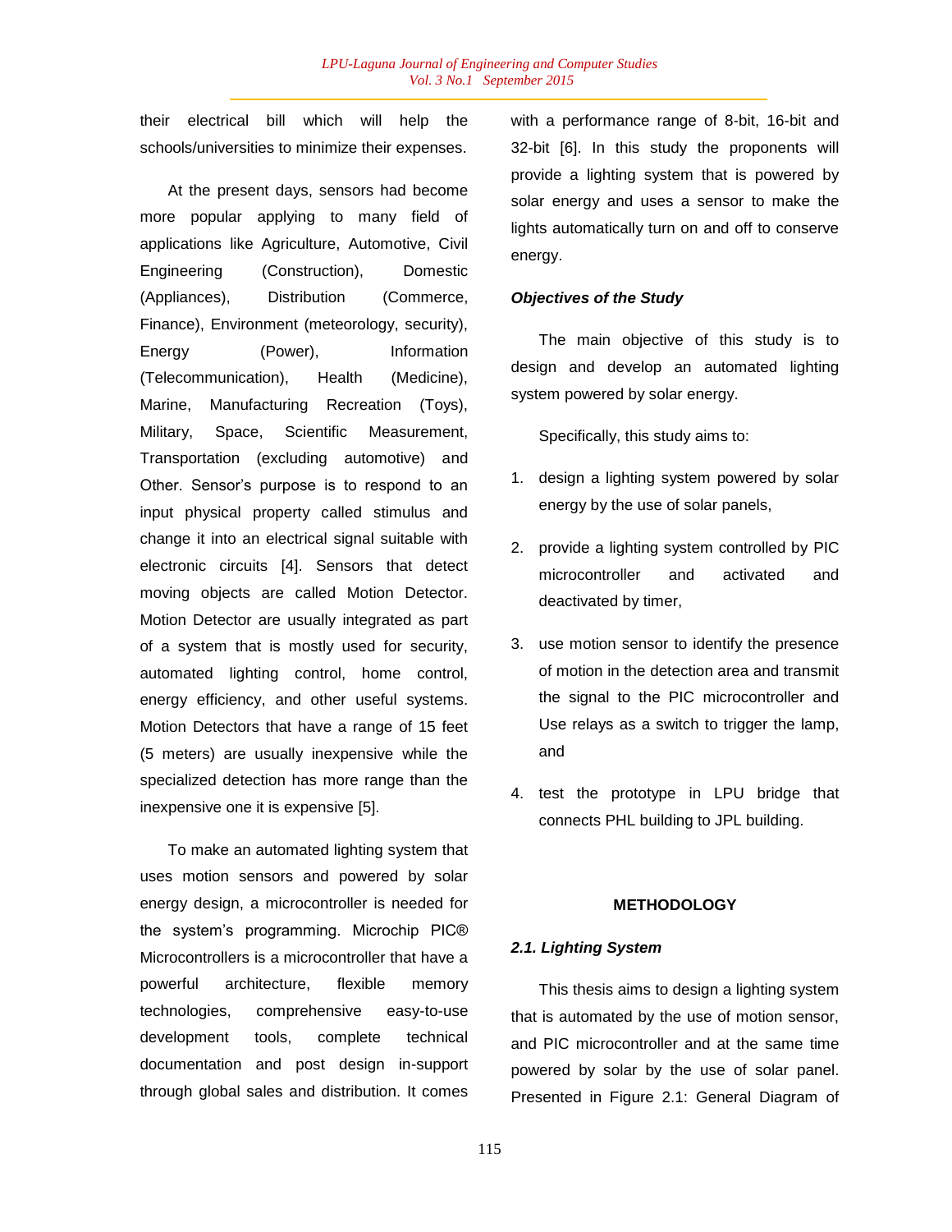their electrical bill which will help the schools/universities to minimize their expenses.

At the present days, sensors had become more popular applying to many field of applications like Agriculture, Automotive, Civil Engineering (Construction), Domestic (Appliances), Distribution (Commerce, Finance), Environment (meteorology, security), Energy (Power), Information (Telecommunication), Health (Medicine), Marine, Manufacturing Recreation (Toys), Military, Space, Scientific Measurement, Transportation (excluding automotive) and Other. Sensor's purpose is to respond to an input physical property called stimulus and change it into an electrical signal suitable with electronic circuits [4]. Sensors that detect moving objects are called Motion Detector. Motion Detector are usually integrated as part of a system that is mostly used for security, automated lighting control, home control, energy efficiency, and other useful systems. Motion Detectors that have a range of 15 feet (5 meters) are usually inexpensive while the specialized detection has more range than the inexpensive one it is expensive [5].

To make an automated lighting system that uses motion sensors and powered by solar energy design, a microcontroller is needed for the system's programming. Microchip PIC® Microcontrollers is a microcontroller that have a powerful architecture, flexible memory technologies, comprehensive easy-to-use development tools, complete technical documentation and post design in-support through global sales and distribution. It comes with a performance range of 8-bit, 16-bit and 32-bit [6]. In this study the proponents will provide a lighting system that is powered by solar energy and uses a sensor to make the lights automatically turn on and off to conserve energy.

### *Objectives of the Study*

The main objective of this study is to design and develop an automated lighting system powered by solar energy.

Specifically, this study aims to:

1. design a lighting system powered by solar energy by the use of solar panels,
2. provide a lighting system controlled by PIC microcontroller and activated and deactivated by timer,
3. use motion sensor to identify the presence of motion in the detection area and transmit the signal to the PIC microcontroller and Use relays as a switch to trigger the lamp, and
4. test the prototype in LPU bridge that connects PHL building to JPL building.

## METHODOLOGY

### *2.1. Lighting System*

This thesis aims to design a lighting system that is automated by the use of motion sensor, and PIC microcontroller and at the same time powered by solar by the use of solar panel. Presented in Figure 2.1: General Diagram of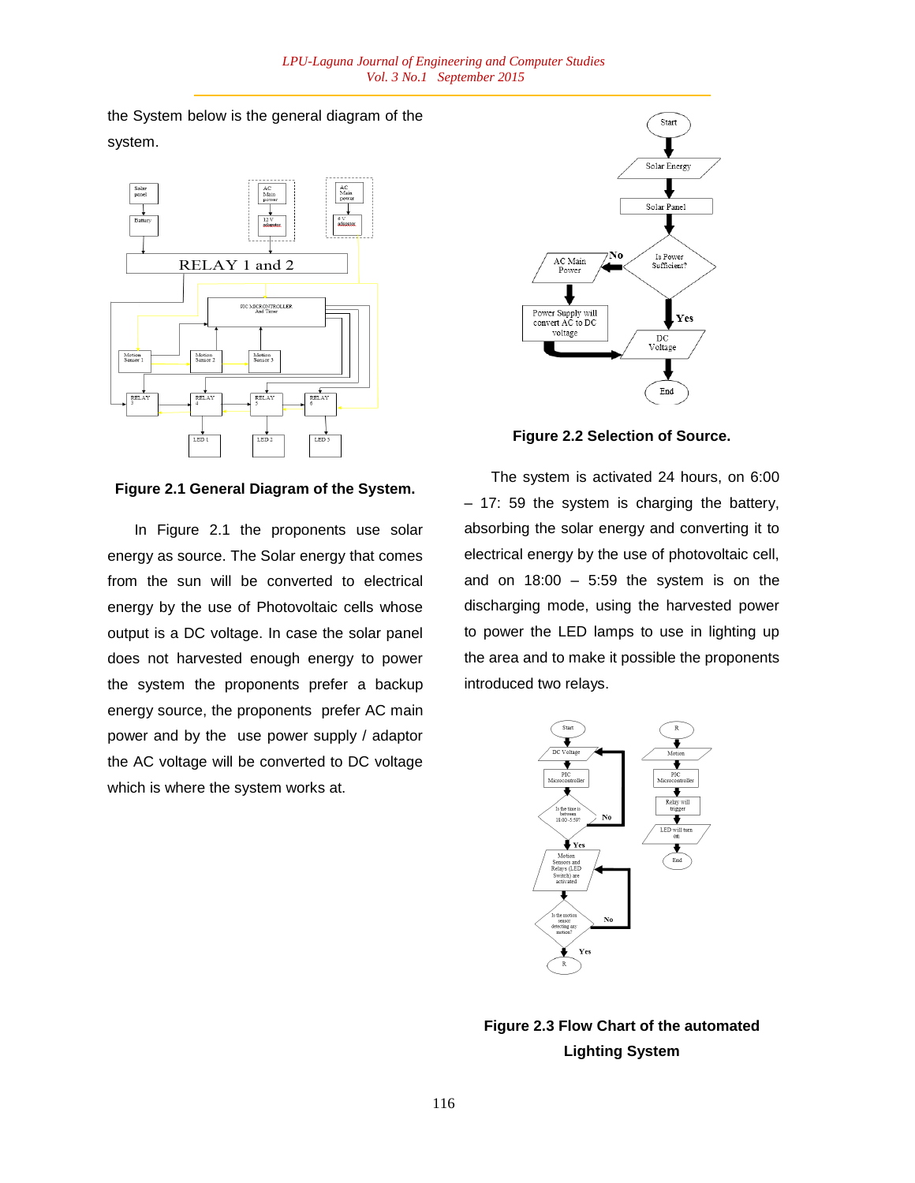the System below is the general diagram of the system.

**Figure 2.1 General Diagram of the System.**

In Figure 2.1 the proponents use solar energy as source. The Solar energy that comes from the sun will be converted to electrical energy by the use of Photovoltaic cells whose output is a DC voltage. In case the solar panel does not harvested enough energy to power the system the proponents prefer a backup energy source, the proponents prefer AC main power and by the use power supply / adaptor the AC voltage will be converted to DC voltage which is where the system works at.

**Figure 2.2 Selection of Source.**

The system is activated 24 hours, on 6:00 – 17: 59 the system is charging the battery, absorbing the solar energy and converting it to electrical energy by the use of photovoltaic cell, and on 18:00 – 5:59 the system is on the discharging mode, using the harvested power to power the LED lamps to use in lighting up the area and to make it possible the proponents introduced two relays.

**Figure 2.3 Flow Chart of the automated Lighting System**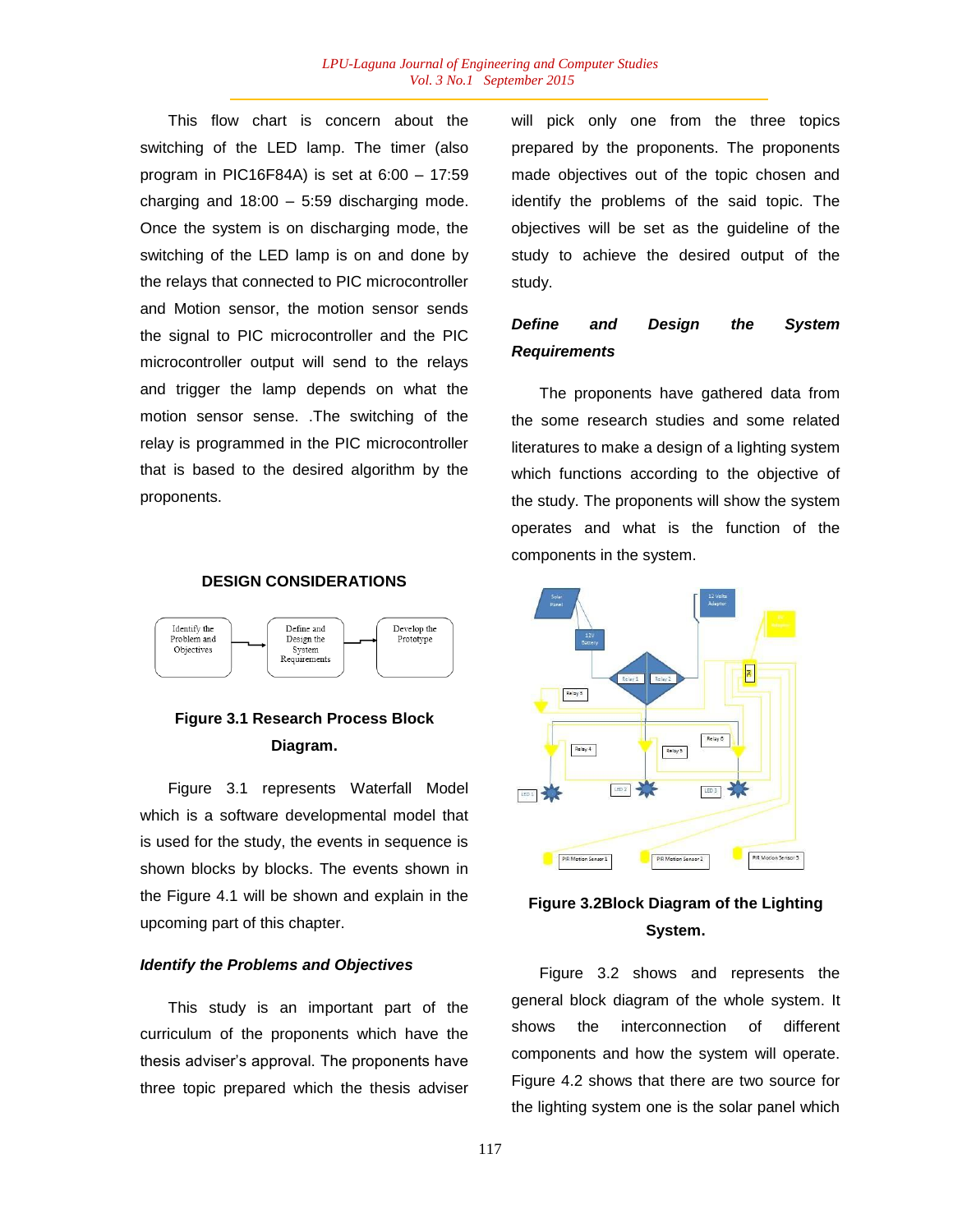This flow chart is concern about the switching of the LED lamp. The timer (also program in PIC16F84A) is set at 6:00 – 17:59 charging and 18:00 – 5:59 discharging mode. Once the system is on discharging mode, the switching of the LED lamp is on and done by the relays that connected to PIC microcontroller and Motion sensor, the motion sensor sends the signal to PIC microcontroller and the PIC microcontroller output will send to the relays and trigger the lamp depends on what the motion sensor sense. .The switching of the relay is programmed in the PIC microcontroller that is based to the desired algorithm by the proponents.

## DESIGN CONSIDERATIONS

Identify the Problem and Objectives → Define and Design the System Requirements → Develop the Prototype

**Figure 3.1 Research Process Block Diagram.**

Figure 3.1 represents Waterfall Model which is a software developmental model that is used for the study, the events in sequence is shown blocks by blocks. The events shown in the Figure 4.1 will be shown and explain in the upcoming part of this chapter.

### *Identify the Problems and Objectives*

This study is an important part of the curriculum of the proponents which have the thesis adviser's approval. The proponents have three topic prepared which the thesis adviser will pick only one from the three topics prepared by the proponents. The proponents made objectives out of the topic chosen and identify the problems of the said topic. The objectives will be set as the guideline of the study to achieve the desired output of the study.

### *Define and Design the System Requirements*

The proponents have gathered data from the some research studies and some related literatures to make a design of a lighting system which functions according to the objective of the study. The proponents will show the system operates and what is the function of the components in the system.

**Figure 3.2Block Diagram of the Lighting System.**

Figure 3.2 shows and represents the general block diagram of the whole system. It shows the interconnection of different components and how the system will operate. Figure 4.2 shows that there are two source for the lighting system one is the solar panel which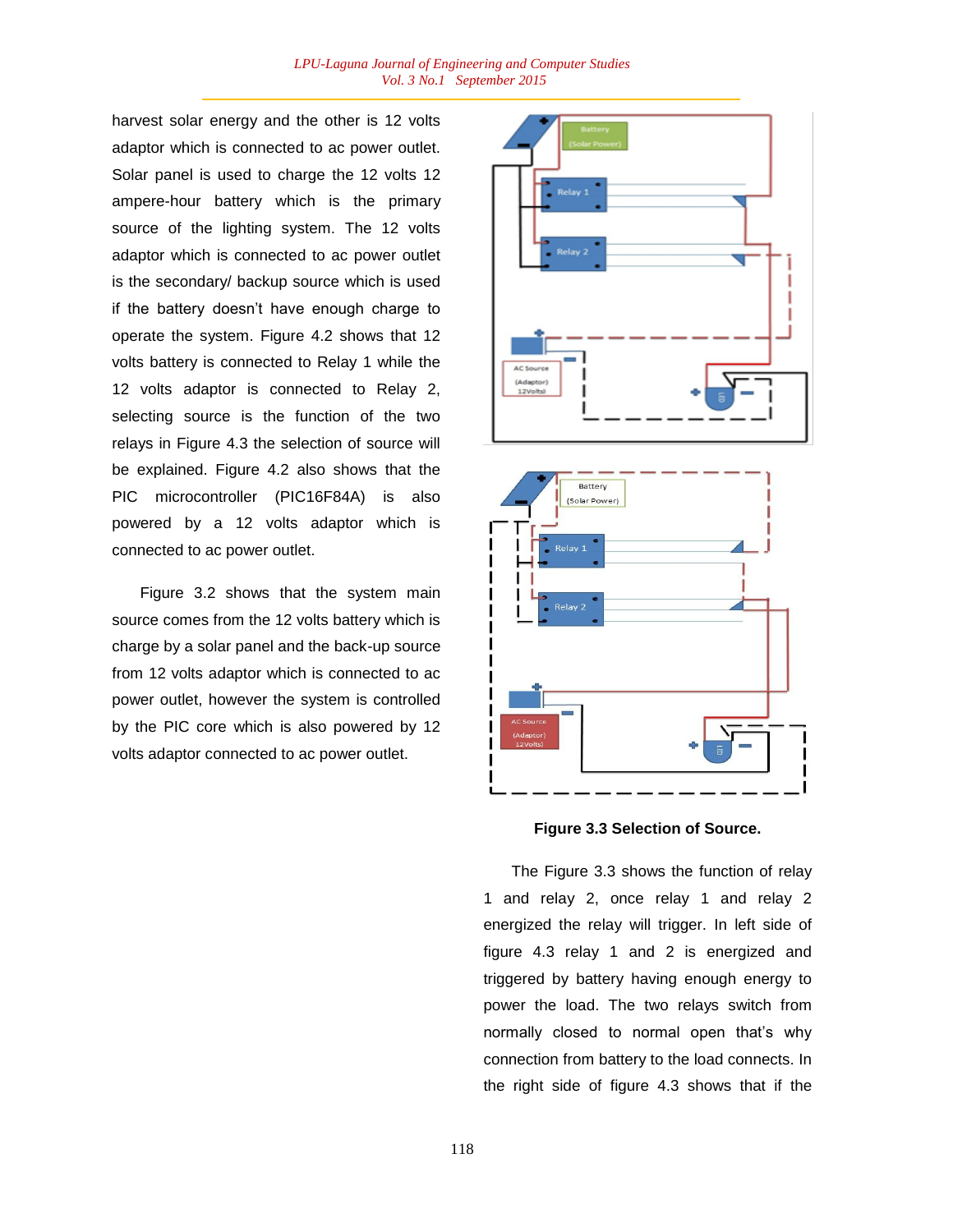harvest solar energy and the other is 12 volts adaptor which is connected to ac power outlet. Solar panel is used to charge the 12 volts 12 ampere-hour battery which is the primary source of the lighting system. The 12 volts adaptor which is connected to ac power outlet is the secondary/ backup source which is used if the battery doesn't have enough charge to operate the system. Figure 4.2 shows that 12 volts battery is connected to Relay 1 while the 12 volts adaptor is connected to Relay 2, selecting source is the function of the two relays in Figure 4.3 the selection of source will be explained. Figure 4.2 also shows that the PIC microcontroller (PIC16F84A) is also powered by a 12 volts adaptor which is connected to ac power outlet.

Figure 3.2 shows that the system main source comes from the 12 volts battery which is charge by a solar panel and the back-up source from 12 volts adaptor which is connected to ac power outlet, however the system is controlled by the PIC core which is also powered by 12 volts adaptor connected to ac power outlet.

**Figure 3.3 Selection of Source.**

The Figure 3.3 shows the function of relay 1 and relay 2, once relay 1 and relay 2 energized the relay will trigger. In left side of figure 4.3 relay 1 and 2 is energized and triggered by battery having enough energy to power the load. The two relays switch from normally closed to normal open that's why connection from battery to the load connects. In the right side of figure 4.3 shows that if the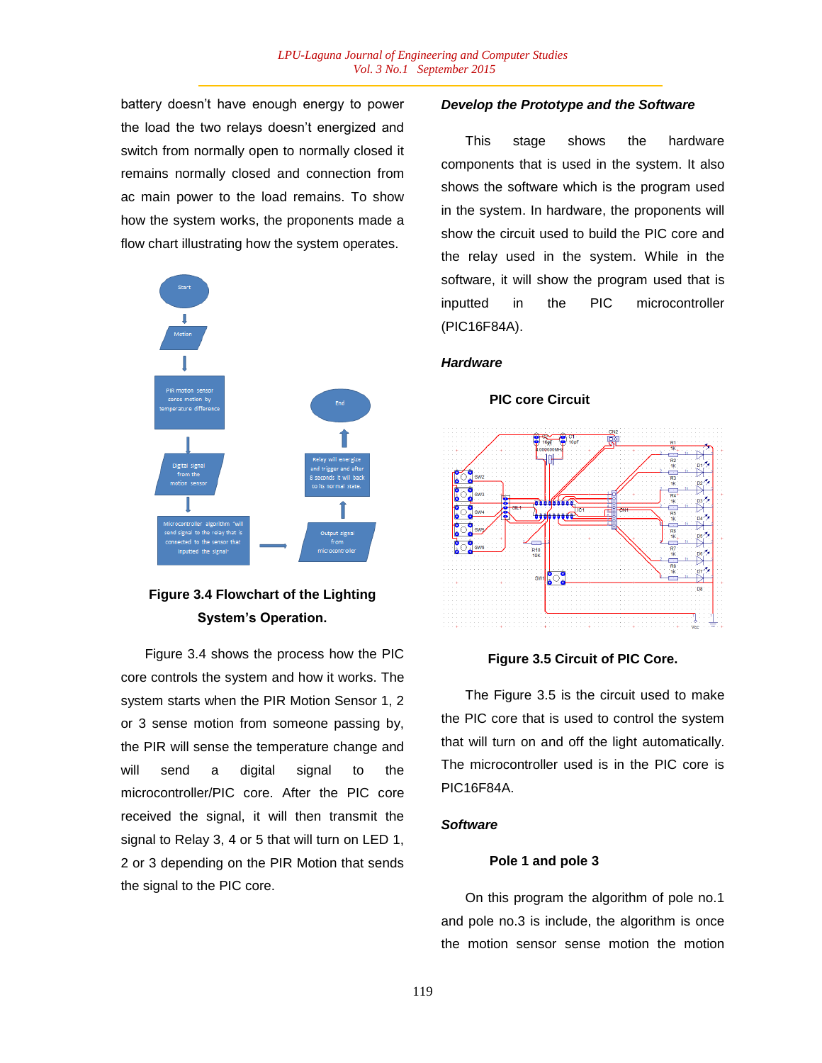battery doesn't have enough energy to power the load the two relays doesn't energized and switch from normally open to normally closed it remains normally closed and connection from ac main power to the load remains. To show how the system works, the proponents made a flow chart illustrating how the system operates.

**Figure 3.4 Flowchart of the Lighting System's Operation.**

Figure 3.4 shows the process how the PIC core controls the system and how it works. The system starts when the PIR Motion Sensor 1, 2 or 3 sense motion from someone passing by, the PIR will sense the temperature change and will send a digital signal to the microcontroller/PIC core. After the PIC core received the signal, it will then transmit the signal to Relay 3, 4 or 5 that will turn on LED 1, 2 or 3 depending on the PIR Motion that sends the signal to the PIC core.

***Develop the Prototype and the Software***

This stage shows the hardware components that is used in the system. It also shows the software which is the program used in the system. In hardware, the proponents will show the circuit used to build the PIC core and the relay used in the system. While in the software, it will show the program used that is inputted in the PIC microcontroller (PIC16F84A).

***Hardware***

**PIC core Circuit**

**Figure 3.5 Circuit of PIC Core.**

The Figure 3.5 is the circuit used to make the PIC core that is used to control the system that will turn on and off the light automatically. The microcontroller used is in the PIC core is PIC16F84A.

***Software***

**Pole 1 and pole 3**

On this program the algorithm of pole no.1 and pole no.3 is include, the algorithm is once the motion sensor sense motion the motion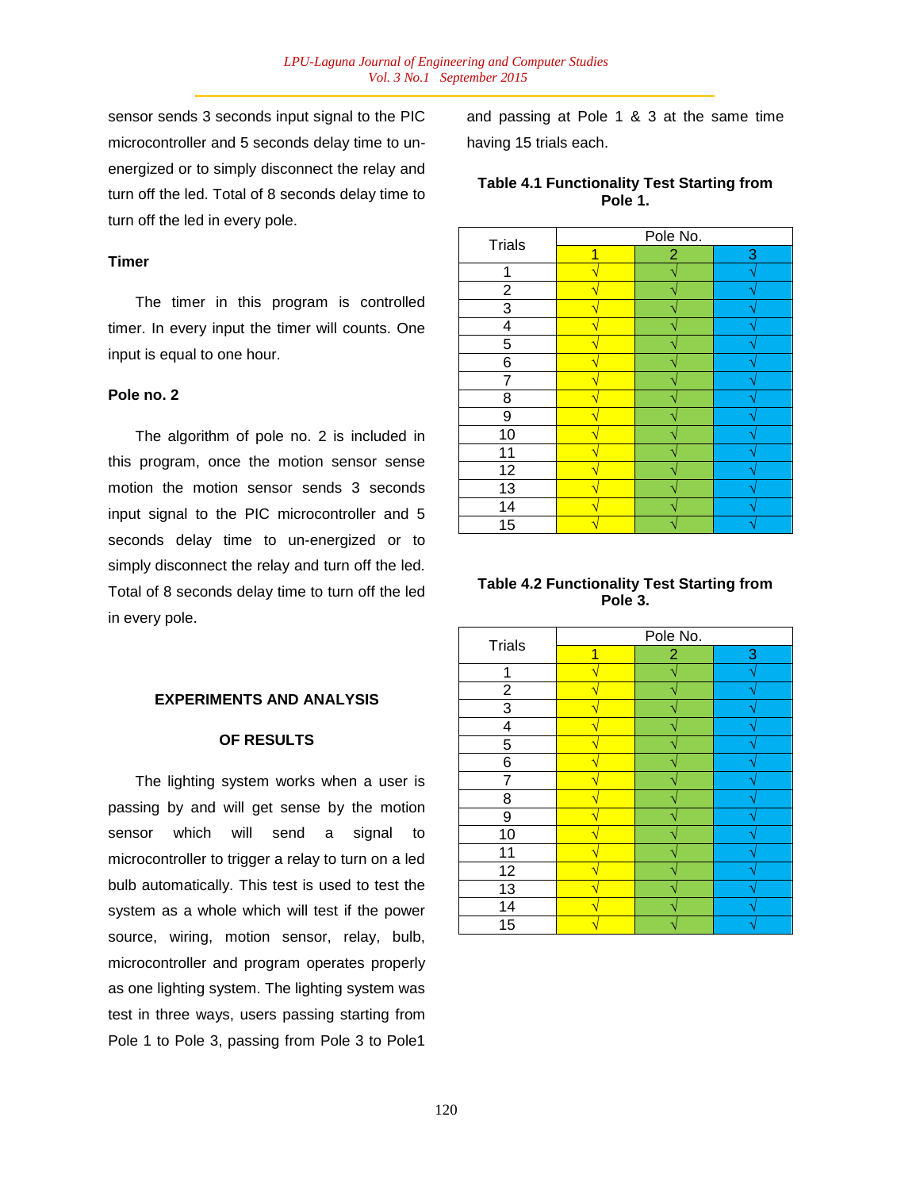sensor sends 3 seconds input signal to the PIC microcontroller and 5 seconds delay time to un-energized or to simply disconnect the relay and turn off the led. Total of 8 seconds delay time to turn off the led in every pole.

**Timer**

The timer in this program is controlled timer. In every input the timer will counts. One input is equal to one hour.

**Pole no. 2**

The algorithm of pole no. 2 is included in this program, once the motion sensor sense motion the motion sensor sends 3 seconds input signal to the PIC microcontroller and 5 seconds delay time to un-energized or to simply disconnect the relay and turn off the led. Total of 8 seconds delay time to turn off the led in every pole.

## EXPERIMENTS AND ANALYSIS OF RESULTS

The lighting system works when a user is passing by and will get sense by the motion sensor which will send a signal to microcontroller to trigger a relay to turn on a led bulb automatically. This test is used to test the system as a whole which will test if the power source, wiring, motion sensor, relay, bulb, microcontroller and program operates properly as one lighting system. The lighting system was test in three ways, users passing starting from Pole 1 to Pole 3, passing from Pole 3 to Pole1 and passing at Pole 1 & 3 at the same time having 15 trials each.

**Table 4.1 Functionality Test Starting from Pole 1.**

| Trials | Pole No. | | |
|---|---|---|---|
| | 1 | 2 | 3 |
| 1 | √ | √ | √ |
| 2 | √ | √ | √ |
| 3 | √ | √ | √ |
| 4 | √ | √ | √ |
| 5 | √ | √ | √ |
| 6 | √ | √ | √ |
| 7 | √ | √ | √ |
| 8 | √ | √ | √ |
| 9 | √ | √ | √ |
| 10 | √ | √ | √ |
| 11 | √ | √ | √ |
| 12 | √ | √ | √ |
| 13 | √ | √ | √ |
| 14 | √ | √ | √ |
| 15 | √ | √ | √ |

**Table 4.2 Functionality Test Starting from Pole 3.**

| Trials | Pole No. | | |
|---|---|---|---|
| | 1 | 2 | 3 |
| 1 | √ | √ | √ |
| 2 | √ | √ | √ |
| 3 | √ | √ | √ |
| 4 | √ | √ | √ |
| 5 | √ | √ | √ |
| 6 | √ | √ | √ |
| 7 | √ | √ | √ |
| 8 | √ | √ | √ |
| 9 | √ | √ | √ |
| 10 | √ | √ | √ |
| 11 | √ | √ | √ |
| 12 | √ | √ | √ |
| 13 | √ | √ | √ |
| 14 | √ | √ | √ |
| 15 | √ | √ | √ |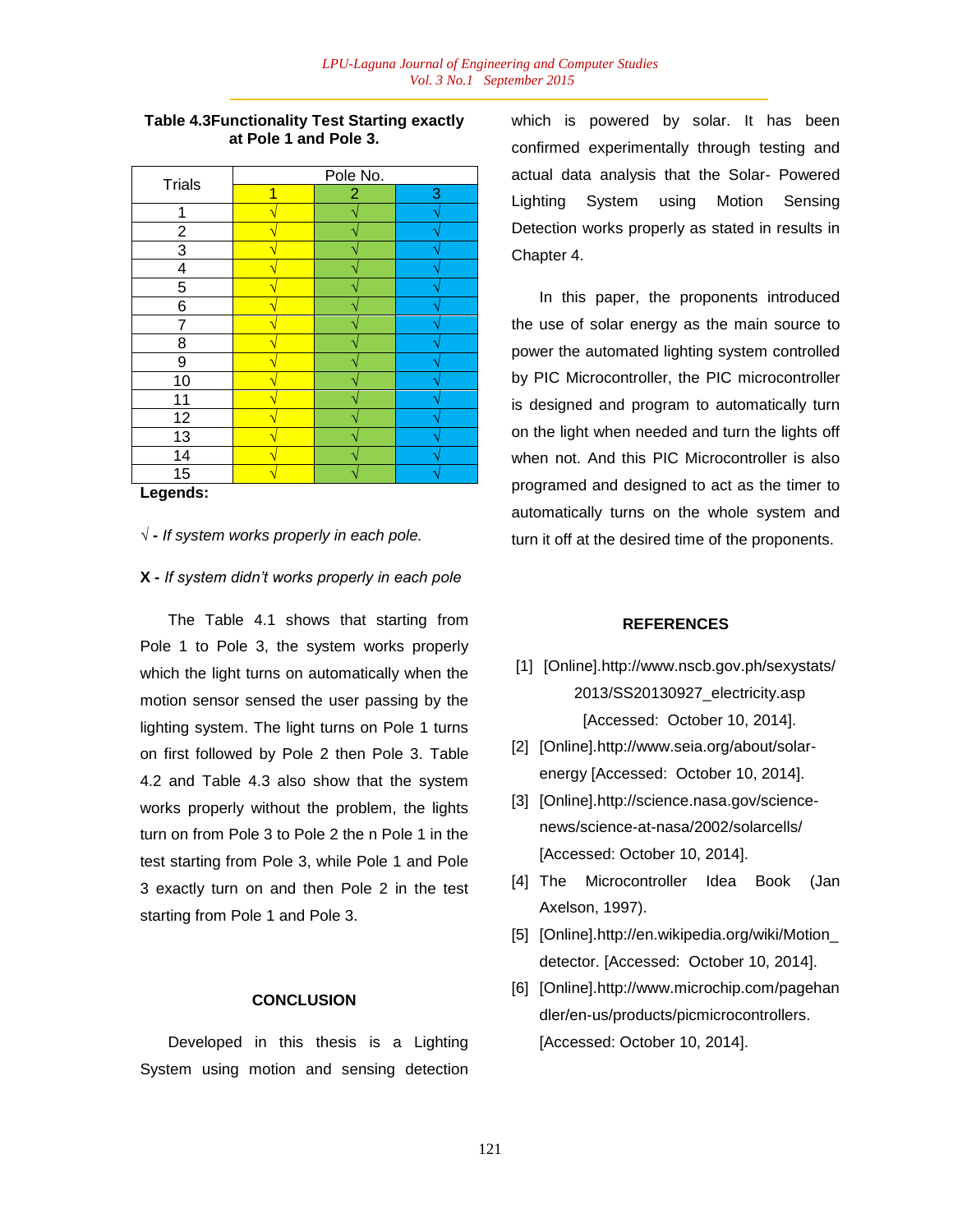**Table 4.3Functionality Test Starting exactly at Pole 1 and Pole 3.**

| Trials | Pole No. | | |
|---|---|---|---|
| | 1 | 2 | 3 |
| 1 | √ | √ | √ |
| 2 | √ | √ | √ |
| 3 | √ | √ | √ |
| 4 | √ | √ | √ |
| 5 | √ | √ | √ |
| 6 | √ | √ | √ |
| 7 | √ | √ | √ |
| 8 | √ | √ | √ |
| 9 | √ | √ | √ |
| 10 | √ | √ | √ |
| 11 | √ | √ | √ |
| 12 | √ | √ | √ |
| 13 | √ | √ | √ |
| 14 | √ | √ | √ |
| 15 | √ | √ | √ |

**Legends:**

√ **-** *If system works properly in each pole.*

**X -** *If system didn't works properly in each pole*

The Table 4.1 shows that starting from Pole 1 to Pole 3, the system works properly which the light turns on automatically when the motion sensor sensed the user passing by the lighting system. The light turns on Pole 1 turns on first followed by Pole 2 then Pole 3. Table 4.2 and Table 4.3 also show that the system works properly without the problem, the lights turn on from Pole 3 to Pole 2 the n Pole 1 in the test starting from Pole 3, while Pole 1 and Pole 3 exactly turn on and then Pole 2 in the test starting from Pole 1 and Pole 3.

## CONCLUSION

Developed in this thesis is a Lighting System using motion and sensing detection which is powered by solar. It has been confirmed experimentally through testing and actual data analysis that the Solar- Powered Lighting System using Motion Sensing Detection works properly as stated in results in Chapter 4.

In this paper, the proponents introduced the use of solar energy as the main source to power the automated lighting system controlled by PIC Microcontroller, the PIC microcontroller is designed and program to automatically turn on the light when needed and turn the lights off when not. And this PIC Microcontroller is also programed and designed to act as the timer to automatically turns on the whole system and turn it off at the desired time of the proponents.

## REFERENCES

[1] [Online].http://www.nscb.gov.ph/sexystats/2013/SS20130927_electricity.asp [Accessed: October 10, 2014].

[2] [Online].http://www.seia.org/about/solar-energy [Accessed: October 10, 2014].

[3] [Online].http://science.nasa.gov/science-news/science-at-nasa/2002/solarcells/ [Accessed: October 10, 2014].

[4] The Microcontroller Idea Book (Jan Axelson, 1997).

[5] [Online].http://en.wikipedia.org/wiki/Motion_detector. [Accessed: October 10, 2014].

[6] [Online].http://www.microchip.com/pagehandler/en-us/products/picmicrocontrollers. [Accessed: October 10, 2014].